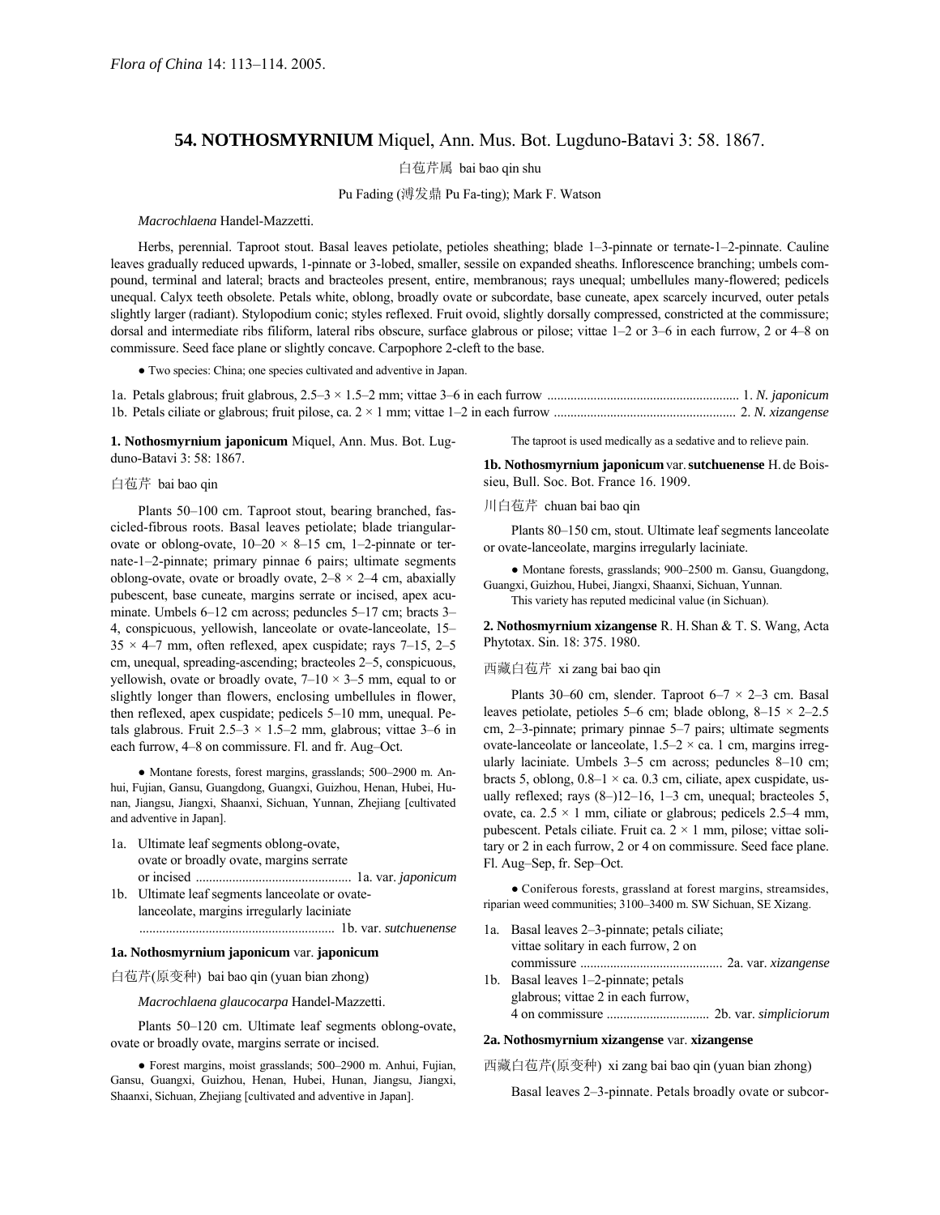*Flora of China* 14: 113–114. 2005.

## 54. NOTHOSMYRNIUM Miquel, Ann. Mus. Bot. Lugduno-Batavi 3: 58. 1867.

白苞芹属 bai bao qin shu

Pu Fading (溥发鼎 Pu Fa-ting); Mark F. Watson

*Macrochlaena* Handel-Mazzetti.

Herbs, perennial. Taproot stout. Basal leaves petiolate, petioles sheathing; blade 1–3-pinnate or ternate-1–2-pinnate. Cauline leaves gradually reduced upwards, 1-pinnate or 3-lobed, smaller, sessile on expanded sheaths. Inflorescence branching; umbels compound, terminal and lateral; bracts and bracteoles present, entire, membranous; rays unequal; umbellules many-flowered; pedicels unequal. Calyx teeth obsolete. Petals white, oblong, broadly ovate or subcordate, base cuneate, apex scarcely incurved, outer petals slightly larger (radiant). Stylopodium conic; styles reflexed. Fruit ovoid, slightly dorsally compressed, constricted at the commissure; dorsal and intermediate ribs filiform, lateral ribs obscure, surface glabrous or pilose; vittae 1–2 or 3–6 in each furrow, 2 or 4–8 on commissure. Seed face plane or slightly concave. Carpophore 2-cleft to the base.

● Two species: China; one species cultivated and adventive in Japan.

1a. Petals glabrous; fruit glabrous, 2.5–3 × 1.5–2 mm; vittae 3–6 in each furrow .......................................................... 1. *N. japonicum*
1b. Petals ciliate or glabrous; fruit pilose, ca. 2 × 1 mm; vittae 1–2 in each furrow ....................................................... 2. *N. xizangense*

**1. Nothosmyrnium japonicum** Miquel, Ann. Mus. Bot. Lugduno-Batavi 3: 58: 1867.

白苞芹 bai bao qin

Plants 50–100 cm. Taproot stout, bearing branched, fascicled-fibrous roots. Basal leaves petiolate; blade triangular-ovate or oblong-ovate, 10–20 × 8–15 cm, 1–2-pinnate or ternate-1–2-pinnate; primary pinnae 6 pairs; ultimate segments oblong-ovate, ovate or broadly ovate, 2–8 × 2–4 cm, abaxially pubescent, base cuneate, margins serrate or incised, apex acuminate. Umbels 6–12 cm across; peduncles 5–17 cm; bracts 3–4, conspicuous, yellowish, lanceolate or ovate-lanceolate, 15–35 × 4–7 mm, often reflexed, apex cuspidate; rays 7–15, 2–5 cm, unequal, spreading-ascending; bracteoles 2–5, conspicuous, yellowish, ovate or broadly ovate, 7–10 × 3–5 mm, equal to or slightly longer than flowers, enclosing umbellules in flower, then reflexed, apex cuspidate; pedicels 5–10 mm, unequal. Petals glabrous. Fruit 2.5–3 × 1.5–2 mm, glabrous; vittae 3–6 in each furrow, 4–8 on commissure. Fl. and fr. Aug–Oct.

● Montane forests, forest margins, grasslands; 500–2900 m. Anhui, Fujian, Gansu, Guangdong, Guangxi, Guizhou, Henan, Hubei, Hunan, Jiangsu, Jiangxi, Shaanxi, Sichuan, Yunnan, Zhejiang [cultivated and adventive in Japan].

1a. Ultimate leaf segments oblong-ovate, ovate or broadly ovate, margins serrate or incised ............................................... 1a. var. *japonicum*
1b. Ultimate leaf segments lanceolate or ovate-lanceolate, margins irregularly laciniate .......................................................... 1b. var. *sutchuenense*

**1a. Nothosmyrnium japonicum** var. **japonicum**

白苞芹(原变种) bai bao qin (yuan bian zhong)

*Macrochlaena glaucocarpa* Handel-Mazzetti.

Plants 50–120 cm. Ultimate leaf segments oblong-ovate, ovate or broadly ovate, margins serrate or incised.

● Forest margins, moist grasslands; 500–2900 m. Anhui, Fujian, Gansu, Guangxi, Guizhou, Henan, Hubei, Hunan, Jiangsu, Jiangxi, Shaanxi, Sichuan, Zhejiang [cultivated and adventive in Japan].

The taproot is used medically as a sedative and to relieve pain.

**1b. Nothosmyrnium japonicum** var. **sutchuenense** H. de Boissieu, Bull. Soc. Bot. France 16. 1909.

川白苞芹 chuan bai bao qin

Plants 80–150 cm, stout. Ultimate leaf segments lanceolate or ovate-lanceolate, margins irregularly laciniate.

● Montane forests, grasslands; 900–2500 m. Gansu, Guangdong, Guangxi, Guizhou, Hubei, Jiangxi, Shaanxi, Sichuan, Yunnan.

This variety has reputed medicinal value (in Sichuan).

**2. Nothosmyrnium xizangense** R. H. Shan & T. S. Wang, Acta Phytotax. Sin. 18: 375. 1980.

西藏白苞芹 xi zang bai bao qin

Plants 30–60 cm, slender. Taproot 6–7 × 2–3 cm. Basal leaves petiolate, petioles 5–6 cm; blade oblong, 8–15 × 2–2.5 cm, 2–3-pinnate; primary pinnae 5–7 pairs; ultimate segments ovate-lanceolate or lanceolate, 1.5–2 × ca. 1 cm, margins irregularly laciniate. Umbels 3–5 cm across; peduncles 8–10 cm; bracts 5, oblong, 0.8–1 × ca. 0.3 cm, ciliate, apex cuspidate, usually reflexed; rays (8–)12–16, 1–3 cm, unequal; bracteoles 5, ovate, ca. 2.5 × 1 mm, ciliate or glabrous; pedicels 2.5–4 mm, pubescent. Petals ciliate. Fruit ca. 2 × 1 mm, pilose; vittae solitary or 2 in each furrow, 2 or 4 on commissure. Seed face plane. Fl. Aug–Sep, fr. Sep–Oct.

● Coniferous forests, grassland at forest margins, streamsides, riparian weed communities; 3100–3400 m. SW Sichuan, SE Xizang.

1a. Basal leaves 2–3-pinnate; petals ciliate; vittae solitary in each furrow, 2 on commissure ........................................... 2a. var. *xizangense*
1b. Basal leaves 1–2-pinnate; petals glabrous; vittae 2 in each furrow, 4 on commissure ............................... 2b. var. *simpliciorum*

**2a. Nothosmyrnium xizangense** var. **xizangense**

西藏白苞芹(原变种) xi zang bai bao qin (yuan bian zhong)

Basal leaves 2–3-pinnate. Petals broadly ovate or subcor-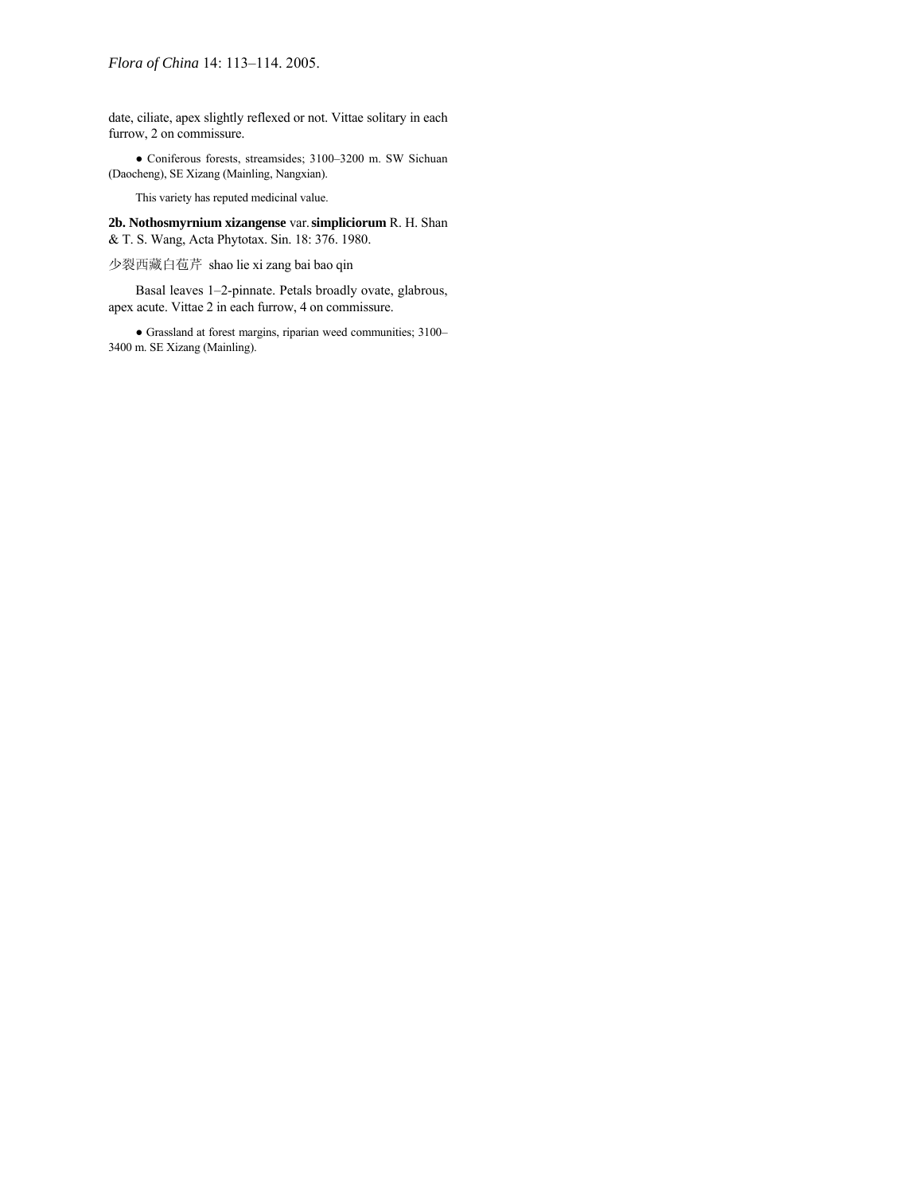date, ciliate, apex slightly reflexed or not. Vittae solitary in each furrow, 2 on commissure.

● Coniferous forests, streamsides; 3100–3200 m. SW Sichuan (Daocheng), SE Xizang (Mainling, Nangxian).

This variety has reputed medicinal value.

**2b. Nothosmyrnium xizangense** var. **simpliciorum** R. H. Shan & T. S. Wang, Acta Phytotax. Sin. 18: 376. 1980.

少裂西藏白苞芹 shao lie xi zang bai bao qin

Basal leaves 1–2-pinnate. Petals broadly ovate, glabrous, apex acute. Vittae 2 in each furrow, 4 on commissure.

● Grassland at forest margins, riparian weed communities; 3100–3400 m. SE Xizang (Mainling).